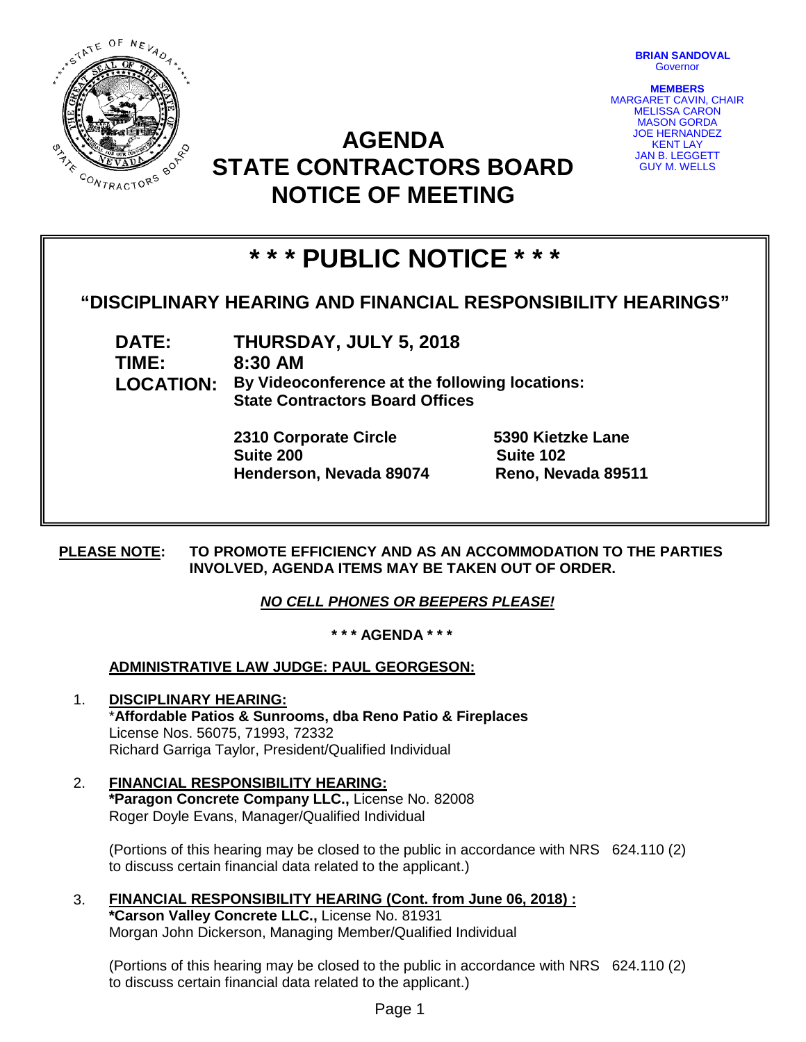BRIAN SANDOVAL
Governor

MEMBERS
MARGARET CAVIN, CHAIR
MELISSA CARON
MASON GORDA
JOE HERNANDEZ
KENT LAY
JAN B. LEGGETT
GUY M. WELLS

# AGENDA
# STATE CONTRACTORS BOARD
# NOTICE OF MEETING

## * * * PUBLIC NOTICE * * *

### "DISCIPLINARY HEARING AND FINANCIAL RESPONSIBILITY HEARINGS"

**DATE:** **THURSDAY, JULY 5, 2018**
**TIME:** **8:30 AM**
**LOCATION:** **By Videoconference at the following locations:**
**State Contractors Board Offices**

**2310 Corporate Circle**
**Suite 200**
**Henderson, Nevada 89074**

**5390 Kietzke Lane**
**Suite 102**
**Reno, Nevada 89511**

**PLEASE NOTE:** **TO PROMOTE EFFICIENCY AND AS AN ACCOMMODATION TO THE PARTIES INVOLVED, AGENDA ITEMS MAY BE TAKEN OUT OF ORDER.**

***NO CELL PHONES OR BEEPERS PLEASE!***

**\* \* \* AGENDA \* \* \***

**ADMINISTRATIVE LAW JUDGE: PAUL GEORGESON:**

1. **DISCIPLINARY HEARING:**
   *__Affordable Patios & Sunrooms, dba Reno Patio & Fireplaces__
   License Nos. 56075, 71993, 72332
   Richard Garriga Taylor, President/Qualified Individual

2. **FINANCIAL RESPONSIBILITY HEARING:**
   **\*Paragon Concrete Company LLC.,** License No. 82008
   Roger Doyle Evans, Manager/Qualified Individual

   (Portions of this hearing may be closed to the public in accordance with NRS 624.110 (2) to discuss certain financial data related to the applicant.)

3. **FINANCIAL RESPONSIBILITY HEARING (Cont. from June 06, 2018) :**
   **\*Carson Valley Concrete LLC.,** License No. 81931
   Morgan John Dickerson, Managing Member/Qualified Individual

   (Portions of this hearing may be closed to the public in accordance with NRS 624.110 (2) to discuss certain financial data related to the applicant.)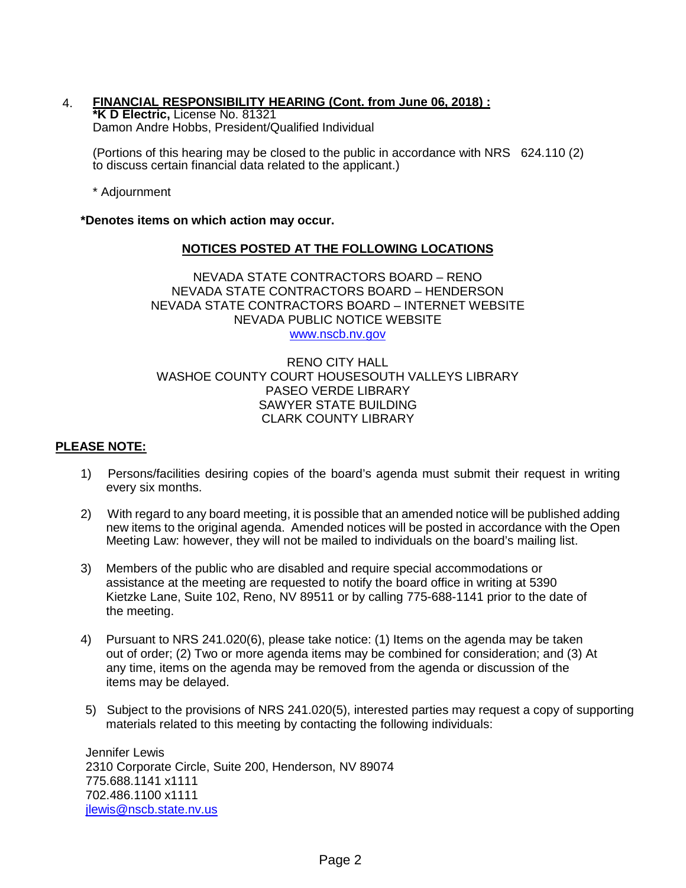4. **FINANCIAL RESPONSIBILITY HEARING (Cont. from June 06, 2018) :**
**\*K D Electric,** License No. 81321
Damon Andre Hobbs, President/Qualified Individual

(Portions of this hearing may be closed to the public in accordance with NRS 624.110 (2) to discuss certain financial data related to the applicant.)

\* Adjournment

**\*Denotes items on which action may occur.**

**NOTICES POSTED AT THE FOLLOWING LOCATIONS**

NEVADA STATE CONTRACTORS BOARD – RENO
NEVADA STATE CONTRACTORS BOARD – HENDERSON
NEVADA STATE CONTRACTORS BOARD – INTERNET WEBSITE
NEVADA PUBLIC NOTICE WEBSITE
www.nscb.nv.gov

RENO CITY HALL
WASHOE COUNTY COURT HOUSESOUTH VALLEYS LIBRARY
PASEO VERDE LIBRARY
SAWYER STATE BUILDING
CLARK COUNTY LIBRARY

**PLEASE NOTE:**

1) Persons/facilities desiring copies of the board's agenda must submit their request in writing every six months.

2) With regard to any board meeting, it is possible that an amended notice will be published adding new items to the original agenda. Amended notices will be posted in accordance with the Open Meeting Law: however, they will not be mailed to individuals on the board's mailing list.

3) Members of the public who are disabled and require special accommodations or assistance at the meeting are requested to notify the board office in writing at 5390 Kietzke Lane, Suite 102, Reno, NV 89511 or by calling 775-688-1141 prior to the date of the meeting.

4) Pursuant to NRS 241.020(6), please take notice: (1) Items on the agenda may be taken out of order; (2) Two or more agenda items may be combined for consideration; and (3) At any time, items on the agenda may be removed from the agenda or discussion of the items may be delayed.

5) Subject to the provisions of NRS 241.020(5), interested parties may request a copy of supporting materials related to this meeting by contacting the following individuals:

Jennifer Lewis
2310 Corporate Circle, Suite 200, Henderson, NV 89074
775.688.1141 x1111
702.486.1100 x1111
jlewis@nscb.state.nv.us